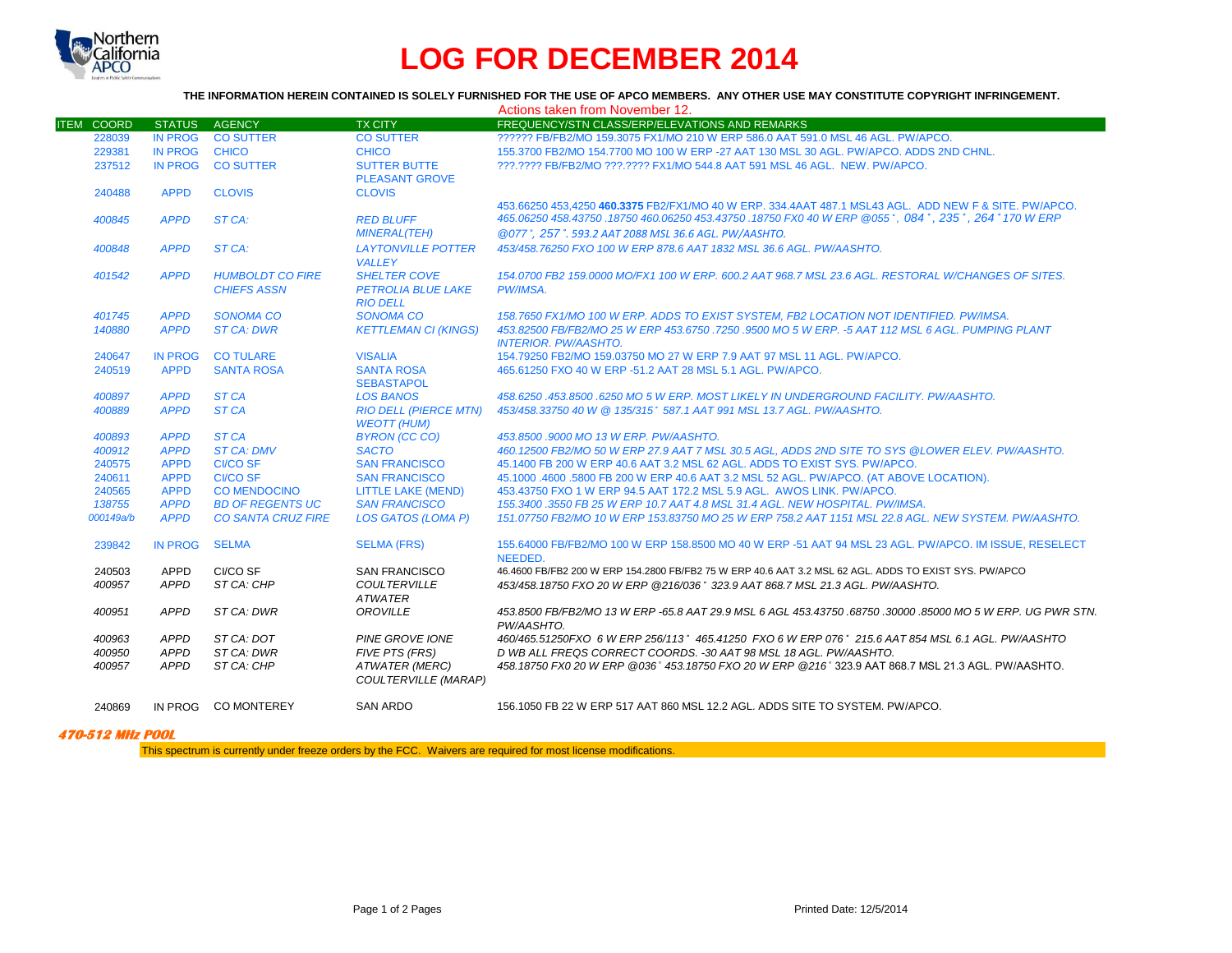# LOG FOR DECEMBER 2014

**THE INFORMATION HEREIN CONTAINED IS SOLELY FURNISHED FOR THE USE OF APCO MEMBERS. ANY OTHER USE MAY CONSTITUTE COPYRIGHT INFRINGEMENT.**

Actions taken from November 12.

| ITEM | COORD | STATUS | AGENCY | TX CITY | FREQUENCY/STN CLASS/ERP/ELEVATIONS AND REMARKS |
|---|---|---|---|---|---|
| | 228039 | IN PROG | CO SUTTER | CO SUTTER | ?????? FB/FB2/MO 159.3075 FX1/MO 210 W ERP 586.0 AAT 591.0 MSL 46 AGL. PW/APCO. |
| | 229381 | IN PROG | CHICO | CHICO | 155.3700 FB2/MO 154.7700 MO 100 W ERP -27 AAT 130 MSL 30 AGL. PW/APCO. ADDS 2ND CHNL. |
| | 237512 | IN PROG | CO SUTTER | SUTTER BUTTE PLEASANT GROVE | ???.???? FB/FB2/MO ???.???? FX1/MO 544.8 AAT 591 MSL 46 AGL. NEW. PW/APCO. |
| | 240488 | APPD | CLOVIS | CLOVIS | 453.66250 453.4250 **460.3375** FB2/FX1/MO 40 W ERP. 334.4AAT 487.1 MSL43 AGL. ADD NEW F & SITE. PW/APCO. |
| | *400845* | *APPD* | *ST CA:* | *RED BLUFF MINERAL(TEH)* | *465.06250 458.43750 .18750 460.06250 453.43750 .18750 FX0 40 W ERP @055°, 084°, 235°, 264° 170 W ERP @077°, 257°. 593.2 AAT 2088 MSL 36.6 AGL. PW/AASHTO.* |
| | *400848* | *APPD* | *ST CA:* | *LAYTONVILLE POTTER VALLEY* | *453/458.76250 FXO 100 W ERP 878.6 AAT 1832 MSL 36.6 AGL. PW/AASHTO.* |
| | *401542* | *APPD* | *HUMBOLDT CO FIRE CHIEFS ASSN* | *SHELTER COVE PETROLIA BLUE LAKE RIO DELL* | *154.0700 FB2 159.0000 MO/FX1 100 W ERP. 600.2 AAT 968.7 MSL 23.6 AGL. RESTORAL W/CHANGES OF SITES. PW/IMSA.* |
| | *401745* | *APPD* | *SONOMA CO* | *SONOMA CO* | *158.7650 FX1/MO 100 W ERP. ADDS TO EXIST SYSTEM, FB2 LOCATION NOT IDENTIFIED. PW/IMSA.* |
| | *140880* | *APPD* | *ST CA: DWR* | *KETTLEMAN CI (KINGS)* | *453.82500 FB/FB2/MO 25 W ERP 453.6750 .7250 .9500 MO 5 W ERP. -5 AAT 112 MSL 6 AGL. PUMPING PLANT INTERIOR. PW/AASHTO.* |
| | 240647 | IN PROG | CO TULARE | VISALIA | 154.79250 FB2/MO 159.03750 MO 27 W ERP 7.9 AAT 97 MSL 11 AGL. PW/APCO. |
| | 240519 | APPD | SANTA ROSA | SANTA ROSA SEBASTAPOL | 465.61250 FXO 40 W ERP -51.2 AAT 28 MSL 5.1 AGL. PW/APCO. |
| | *400897* | *APPD* | *ST CA* | *LOS BANOS* | *458.6250 .453.8500 .6250 MO 5 W ERP. MOST LIKELY IN UNDERGROUND FACILITY. PW/AASHTO.* |
| | *400889* | *APPD* | *ST CA* | *RIO DELL (PIERCE MTN) WEOTT (HUM)* | *453/458.33750 40 W @ 135/315° 587.1 AAT 991 MSL 13.7 AGL. PW/AASHTO.* |
| | *400893* | *APPD* | *ST CA* | *BYRON (CC CO)* | *453.8500 .9000 MO 13 W ERP. PW/AASHTO.* |
| | *400912* | *APPD* | *ST CA: DMV* | *SACTO* | *460.12500 FB2/MO 50 W ERP 27.9 AAT 7 MSL 30.5 AGL, ADDS 2ND SITE TO SYS @LOWER ELEV. PW/AASHTO.* |
| | 240575 | APPD | CI/CO SF | SAN FRANCISCO | 45.1400 FB 200 W ERP 40.6 AAT 3.2 MSL 62 AGL. ADDS TO EXIST SYS. PW/APCO. |
| | 240611 | APPD | CI/CO SF | SAN FRANCISCO | 45.1000 .4600 .5800 FB 200 W ERP 40.6 AAT 3.2 MSL 52 AGL. PW/APCO. (AT ABOVE LOCATION). |
| | 240565 | APPD | CO MENDOCINO | LITTLE LAKE (MEND) | 453.43750 FXO 1 W ERP 94.5 AAT 172.2 MSL 5.9 AGL. AWOS LINK. PW/APCO. |
| | *138755* | *APPD* | *BD OF REGENTS UC* | *SAN FRANCISCO* | *155.3400 .3550 FB 25 W ERP 10.7 AAT 4.8 MSL 31.4 AGL. NEW HOSPITAL. PW/IMSA.* |
| | *000149a/b* | *APPD* | *CO SANTA CRUZ FIRE* | *LOS GATOS (LOMA P)* | *151.07750 FB2/MO 10 W ERP 153.83750 MO 25 W ERP 758.2 AAT 1151 MSL 22.8 AGL. NEW SYSTEM. PW/AASHTO.* |
| | 239842 | IN PROG | SELMA | SELMA (FRS) | 155.64000 FB/FB2/MO 100 W ERP 158.8500 MO 40 W ERP -51 AAT 94 MSL 23 AGL. PW/APCO. IM ISSUE, RESELECT NEEDED. |
| | 240503 | APPD | CI/CO SF | SAN FRANCISCO | 46.4600 FB/FB2 200 W ERP 154.2800 FB/FB2 75 W ERP 40.6 AAT 3.2 MSL 62 AGL. ADDS TO EXIST SYS. PW/APCO |
| | *400957* | *APPD* | *ST CA: CHP* | *COULTERVILLE ATWATER* | *453/458.18750 FXO 20 W ERP @216/036° 323.9 AAT 868.7 MSL 21.3 AGL. PW/AASHTO.* |
| | *400951* | *APPD* | *ST CA: DWR* | *OROVILLE* | *453.8500 FB/FB2/MO 13 W ERP -65.8 AAT 29.9 MSL 6 AGL 453.43750 .68750 .30000 .85000 MO 5 W ERP. UG PWR STN. PW/AASHTO.* |
| | *400963* | *APPD* | *ST CA: DOT* | *PINE GROVE IONE* | *460/465.51250FXO 6 W ERP 256/113° 465.41250 FXO 6 W ERP 076° 215.6 AAT 854 MSL 6.1 AGL. PW/AASHTO* |
| | *400950* | *APPD* | *ST CA: DWR* | *FIVE PTS (FRS)* | *D WB ALL FREQS CORRECT COORDS. -30 AAT 98 MSL 18 AGL. PW/AASHTO.* |
| | *400957* | *APPD* | *ST CA: CHP* | *ATWATER (MERC) COULTERVILLE (MARAP)* | *458.18750 FX0 20 W ERP @036° 453.18750 FXO 20 W ERP @216°* 323.9 AAT 868.7 MSL 21.3 AGL. PW/AASHTO. |
| | 240869 | IN PROG | CO MONTEREY | SAN ARDO | 156.1050 FB 22 W ERP 517 AAT 860 MSL 12.2 AGL. ADDS SITE TO SYSTEM. PW/APCO. |

***470-512 MHz POOL***

This spectrum is currently under freeze orders by the FCC. Waivers are required for most license modifications.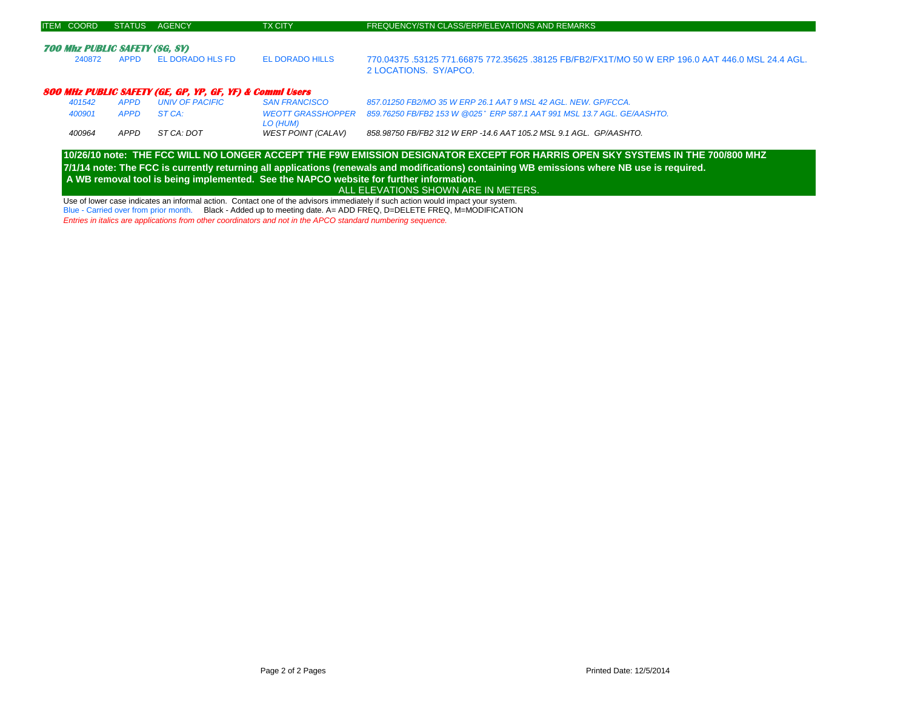| ITEM | COORD | STATUS | AGENCY | TX CITY | FREQUENCY/STN CLASS/ERP/ELEVATIONS AND REMARKS |
|---|---|---|---|---|---|
| ***700 Mhz PUBLIC SAFETY (SG, SY)*** | | | | | |
| | 240872 | APPD | EL DORADO HLS FD | EL DORADO HILLS | 770.04375 .53125 771.66875 772.35625 .38125 FB/FB2/FX1T/MO 50 W ERP 196.0 AAT 446.0 MSL 24.4 AGL. 2 LOCATIONS. SY/APCO. |
| ***800 MHz PUBLIC SAFETY (GE, GP, YP, GF, YF) & Comml Users*** | | | | | |
| | *401542* | *APPD* | *UNIV OF PACIFIC* | *SAN FRANCISCO* | *857.01250 FB2/MO 35 W ERP 26.1 AAT 9 MSL 42 AGL. NEW. GP/FCCA.* |
| | *400901* | *APPD* | *ST CA:* | *WEOTT GRASSHOPPER LO (HUM)* | *859.76250 FB/FB2 153 W @025° ERP 587.1 AAT 991 MSL 13.7 AGL. GE/AASHTO.* |
| | *400964* | *APPD* | *ST CA: DOT* | *WEST POINT (CALAV)* | *858.98750 FB/FB2 312 W ERP -14.6 AAT 105.2 MSL 9.1 AGL. GP/AASHTO.* |

**10/26/10 note: THE FCC WILL NO LONGER ACCEPT THE F9W EMISSION DESIGNATOR EXCEPT FOR HARRIS OPEN SKY SYSTEMS IN THE 700/800 MHZ**

**7/1/14 note: The FCC is currently returning all applications (renewals and modifications) containing WB emissions where NB use is required. A WB removal tool is being implemented. See the NAPCO website for further information.**

ALL ELEVATIONS SHOWN ARE IN METERS.

Use of lower case indicates an informal action. Contact one of the advisors immediately if such action would impact your system.

Blue - Carried over from prior month. Black - Added up to meeting date. A= ADD FREQ, D=DELETE FREQ, M=MODIFICATION

*Entries in italics are applications from other coordinators and not in the APCO standard numbering sequence.*

Printed Date: 12/5/2014